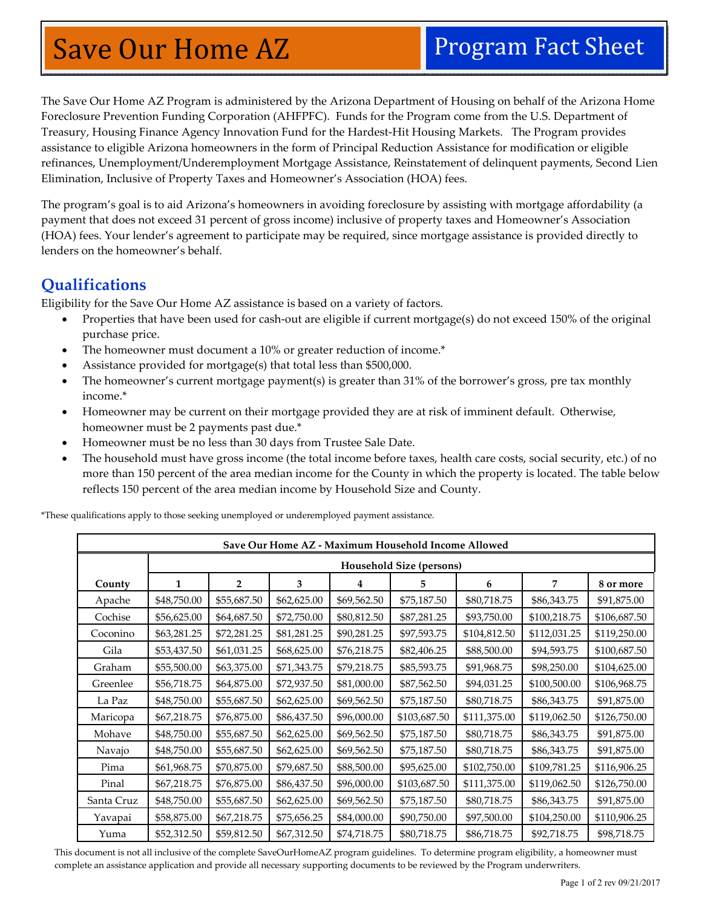# Save Our Home AZ — Program Fact Sheet

The Save Our Home AZ Program is administered by the Arizona Department of Housing on behalf of the Arizona Home Foreclosure Prevention Funding Corporation (AHFPFC). Funds for the Program come from the U.S. Department of Treasury, Housing Finance Agency Innovation Fund for the Hardest-Hit Housing Markets. The Program provides assistance to eligible Arizona homeowners in the form of Principal Reduction Assistance for modification or eligible refinances, Unemployment/Underemployment Mortgage Assistance, Reinstatement of delinquent payments, Second Lien Elimination, Inclusive of Property Taxes and Homeowner's Association (HOA) fees.

The program's goal is to aid Arizona's homeowners in avoiding foreclosure by assisting with mortgage affordability (a payment that does not exceed 31 percent of gross income) inclusive of property taxes and Homeowner's Association (HOA) fees. Your lender's agreement to participate may be required, since mortgage assistance is provided directly to lenders on the homeowner's behalf.

## Qualifications

Eligibility for the Save Our Home AZ assistance is based on a variety of factors.

- Properties that have been used for cash-out are eligible if current mortgage(s) do not exceed 150% of the original purchase price.
- The homeowner must document a 10% or greater reduction of income.*
- Assistance provided for mortgage(s) that total less than $500,000.
- The homeowner's current mortgage payment(s) is greater than 31% of the borrower's gross, pre tax monthly income.*
- Homeowner may be current on their mortgage provided they are at risk of imminent default. Otherwise, homeowner must be 2 payments past due.*
- Homeowner must be no less than 30 days from Trustee Sale Date.
- The household must have gross income (the total income before taxes, health care costs, social security, etc.) of no more than 150 percent of the area median income for the County in which the property is located. The table below reflects 150 percent of the area median income by Household Size and County.

*These qualifications apply to those seeking unemployed or underemployed payment assistance.

**Save Our Home AZ - Maximum Household Income Allowed**

| County | Household Size (persons) | | | | | | | |
|---|---|---|---|---|---|---|---|---|
| | 1 | 2 | 3 | 4 | 5 | 6 | 7 | 8 or more |
| Apache | $48,750.00 | $55,687.50 | $62,625.00 | $69,562.50 | $75,187.50 | $80,718.75 | $86,343.75 | $91,875.00 |
| Cochise | $56,625.00 | $64,687.50 | $72,750.00 | $80,812.50 | $87,281.25 | $93,750.00 | $100,218.75 | $106,687.50 |
| Coconino | $63,281.25 | $72,281.25 | $81,281.25 | $90,281.25 | $97,593.75 | $104,812.50 | $112,031.25 | $119,250.00 |
| Gila | $53,437.50 | $61,031.25 | $68,625.00 | $76,218.75 | $82,406.25 | $88,500.00 | $94,593.75 | $100,687.50 |
| Graham | $55,500.00 | $63,375.00 | $71,343.75 | $79,218.75 | $85,593.75 | $91,968.75 | $98,250.00 | $104,625.00 |
| Greenlee | $56,718.75 | $64,875.00 | $72,937.50 | $81,000.00 | $87,562.50 | $94,031.25 | $100,500.00 | $106,968.75 |
| La Paz | $48,750.00 | $55,687.50 | $62,625.00 | $69,562.50 | $75,187.50 | $80,718.75 | $86,343.75 | $91,875.00 |
| Maricopa | $67,218.75 | $76,875.00 | $86,437.50 | $96,000.00 | $103,687.50 | $111,375.00 | $119,062.50 | $126,750.00 |
| Mohave | $48,750.00 | $55,687.50 | $62,625.00 | $69,562.50 | $75,187.50 | $80,718.75 | $86,343.75 | $91,875.00 |
| Navajo | $48,750.00 | $55,687.50 | $62,625.00 | $69,562.50 | $75,187.50 | $80,718.75 | $86,343.75 | $91,875.00 |
| Pima | $61,968.75 | $70,875.00 | $79,687.50 | $88,500.00 | $95,625.00 | $102,750.00 | $109,781.25 | $116,906.25 |
| Pinal | $67,218.75 | $76,875.00 | $86,437.50 | $96,000.00 | $103,687.50 | $111,375.00 | $119,062.50 | $126,750.00 |
| Santa Cruz | $48,750.00 | $55,687.50 | $62,625.00 | $69,562.50 | $75,187.50 | $80,718.75 | $86,343.75 | $91,875.00 |
| Yavapai | $58,875.00 | $67,218.75 | $75,656.25 | $84,000.00 | $90,750.00 | $97,500.00 | $104,250.00 | $110,906.25 |
| Yuma | $52,312.50 | $59,812.50 | $67,312.50 | $74,718.75 | $80,718.75 | $86,718.75 | $92,718.75 | $98,718.75 |

This document is not all inclusive of the complete SaveOurHomeAZ program guidelines. To determine program eligibility, a homeowner must complete an assistance application and provide all necessary supporting documents to be reviewed by the Program underwriters.

rev 09/21/2017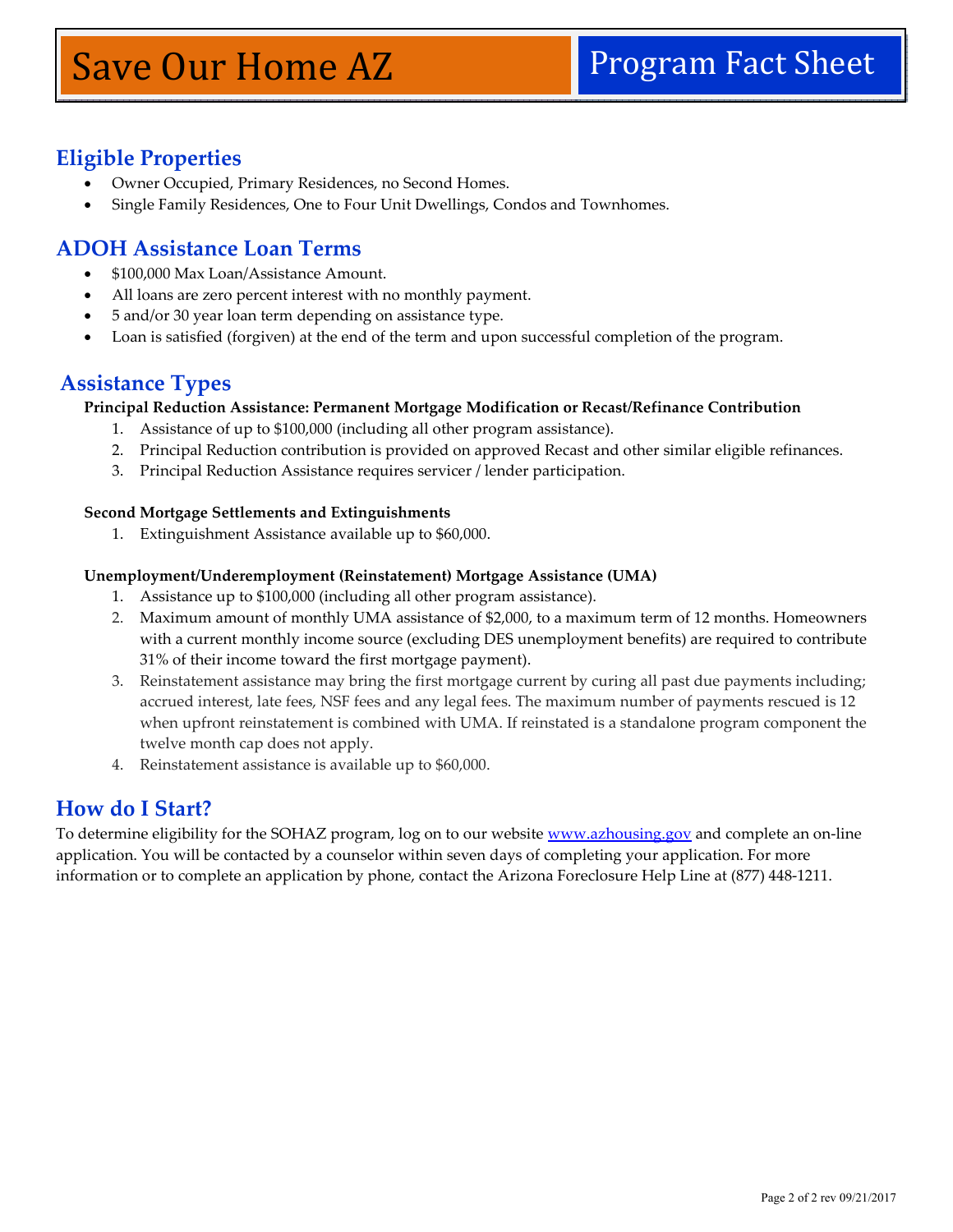# Save Our Home AZ — Program Fact Sheet

## Eligible Properties

- Owner Occupied, Primary Residences, no Second Homes.
- Single Family Residences, One to Four Unit Dwellings, Condos and Townhomes.

## ADOH Assistance Loan Terms

- $100,000 Max Loan/Assistance Amount.
- All loans are zero percent interest with no monthly payment.
- 5 and/or 30 year loan term depending on assistance type.
- Loan is satisfied (forgiven) at the end of the term and upon successful completion of the program.

## Assistance Types

**Principal Reduction Assistance: Permanent Mortgage Modification or Recast/Refinance Contribution**

1. Assistance of up to $100,000 (including all other program assistance).
2. Principal Reduction contribution is provided on approved Recast and other similar eligible refinances.
3. Principal Reduction Assistance requires servicer / lender participation.

**Second Mortgage Settlements and Extinguishments**

1. Extinguishment Assistance available up to $60,000.

**Unemployment/Underemployment (Reinstatement) Mortgage Assistance (UMA)**

1. Assistance up to $100,000 (including all other program assistance).
2. Maximum amount of monthly UMA assistance of $2,000, to a maximum term of 12 months. Homeowners with a current monthly income source (excluding DES unemployment benefits) are required to contribute 31% of their income toward the first mortgage payment).
3. Reinstatement assistance may bring the first mortgage current by curing all past due payments including; accrued interest, late fees, NSF fees and any legal fees. The maximum number of payments rescued is 12 when upfront reinstatement is combined with UMA. If reinstated is a standalone program component the twelve month cap does not apply.
4. Reinstatement assistance is available up to $60,000.

## How do I Start?

To determine eligibility for the SOHAZ program, log on to our website www.azhousing.gov and complete an on-line application. You will be contacted by a counselor within seven days of completing your application. For more information or to complete an application by phone, contact the Arizona Foreclosure Help Line at (877) 448-1211.

rev 09/21/2017